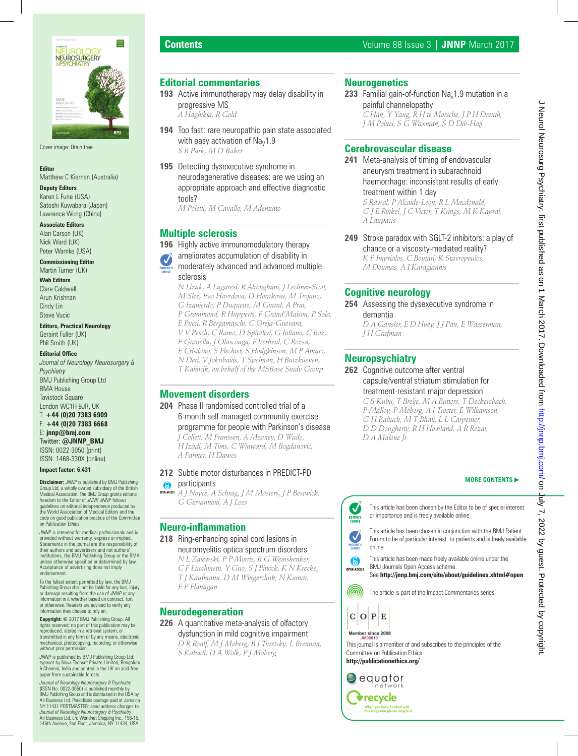# Contents

Volume 88 Issue 3 | **JNNP** March 2017

## Editorial commentaries

**193** Active immunotherapy may delay disability in progressive MS
*A Haghikia, R Gold*

**194** Too fast: rare neuropathic pain state associated with easy activation of $Na_V1.9$
*S B Park, M D Baker*

**195** Detecting dysexecutive syndrome in neurodegenerative diseases: are we using an appropriate approach and effective diagnostic tools?
*M Poletti, M Cavallo, M Adenzato*

## Multiple sclerosis

**196** Highly active immunomodulatory therapy ameliorates accumulation of disability in moderately advanced and advanced multiple sclerosis
*N Lizak, A Lugaresi, R Alroughani, J Lechner-Scott, M Slee, Eva Havrdova, D Horakova, M Trojano, G Izquierdo, P Duquette, M Girard, A Prat, P Grammond, R Hupperts, F Grand'Maison, P Sola, E Pucci, R Bergamaschi, C Oreja-Guevara, V V Pesch, C Ramo, D Spitaleri, G Iuliano, C Boz, F Granella, J Olascoaga, F Verheul, C Rozsa, E Cristiano, S Flechter, S Hodgkinson, M P Amato, N Deri, V Jokubaitis, T Spelman, H Butzkueven, T Kalincik, on behalf of the MSBase Study Group*

## Movement disorders

**204** Phase II randomised controlled trial of a 6-month self-managed community exercise programme for people with Parkinson's disease
*J Collett, M Franssen, A Meaney, D Wade, H Izadi, M Tims, C Winward, M Bogdanovic, A Farmer, H Dawes*

**212** Subtle motor disturbances in PREDICT-PD participants
*A J Noyce, A Schrag, J M Masters, J P Bestwick, G Giovannoni, A J Lees*

## Neuro-inflammation

**218** Ring-enhancing spinal cord lesions in neuromyelitis optica spectrum disorders
*N L Zalewski, P P Morris, B G Weinshenker, C F Lucchinetti, Y Guo, S J Pittock, K N Krecke, T J Kaufmann, D M Wingerchuk, N Kumar, E P Flanagan*

## Neurodegeneration

**226** A quantitative meta-analysis of olfactory dysfunction in mild cognitive impairment
*D R Roalf, M J Moberg, B I Turetsky, L Brennan, S Kabadi, D A Wolk, P J Moberg*

## Neurogenetics

**233** Familial gain-of-function $Na_V1.9$ mutation in a painful channelopathy
*C Han, Y Yang, R H te Morsche, J P H Drenth, J M Politei, S G Waxman, S D Dib-Hajj*

## Cerebrovascular disease

**241** Meta-analysis of timing of endovascular aneurysm treatment in subarachnoid haemorrhage: inconsistent results of early treatment within 1 day
*S Rawal, P Alcaide-Leon, R L Macdonald, G J E Rinkel, J C Victor, T Krings, M K Kapral, A Laupacis*

**249** Stroke paradox with SGLT-2 inhibitors: a play of chance or a viscosity-mediated reality?
*K P Imprialos, C Boutari, K Stavropoulos, M Doumas, A I Karagiannis*

## Cognitive neurology

**254** Assessing the dysexecutive syndrome in dementia
*D A Gansler, E D Huey, J J Pan, E Wasserman, J H Grafman*

## Neuropsychiatry

**262** Cognitive outcome after ventral capsule/ventral striatum stimulation for treatment-resistant major depression
*C S Kubu, T Brelje, M A Butters, T Deckersbach, P Malloy, P Moberg, A I Tröster, E Williamson, G H Baltuch, M T Bhati, L L Carpenter, D D Dougherty, R H Howland, A R Rezai, D A Malone Jr*

**MORE CONTENTS ►**

---

This article has been chosen by the Editor to be of special interest or importance and is freely available online.

This article has been chosen in conjunction with the BMJ Patient Forum to be of particular interest to patients and is freely available online.

This article has been made freely available online under the BMJ Journals Open Access scheme.
See **http://jnnp.bmj.com/site/about/guidelines.xhtml#open**

The article is part of the Impact Commentaries series

Member since 2008 JM00010

This journal is a member of and subscribes to the principles of the Committee on Publication Ethics
**http://publicationethics.org/**

---

Cover image: Brain tree.

**Editor**
Matthew C Kiernan (Australia)

**Deputy Editors**
Karen L Furie (USA)
Satoshi Kuwabara (Japan)
Lawrence Wong (China)

**Associate Editors**
Alan Carson (UK)
Nick Ward (UK)
Peter Warnke (USA)

**Commissioning Editor**
Martin Turner (UK)

**Web Editors**
Clare Caldwell
Arun Krishnan
Cindy Lin
Steve Vucic

**Editors, Practical Neurology**
Geraint Fuller (UK)
Phil Smith (UK)

**Editorial Office**
*Journal of Neurology Neurosurgery & Psychiatry*
BMJ Publishing Group Ltd
BMA House
Tavistock Square
London WC1H 9JR, UK
T: **+44 (0)20 7383 6909**
F: **+44 (0)20 7383 6668**
E: **jnnp@bmj.com**
Twitter: **@JNNP_BMJ**
ISSN: 0022-3050 (print)
ISSN: 1468-330X (online)

**Impact factor: 6.431**

**Disclaimer:** *JNNP* is published by BMJ Publishing Group Ltd, a wholly owned subsidiary of the British Medical Association. The BMJ Group grants editorial freedom to the Editor of *JNNP*. *JNNP* follows guidelines on editorial independence produced by the World Association of Medical Editors and the code on good publication practice of the Committee on Publication Ethics.

*JNNP* is intended for medical professionals and is provided without warranty, express or implied. Statements in the journal are the responsibility of their authors and advertisers and not authors' institutions, the BMJ Publishing Group or the BMA unless otherwise specified or determined by law. Acceptance of advertising does not imply endorsement.

To the fullest extent permitted by law, the BMJ Publishing Group shall not be liable for any loss, injury or damage resulting from the use of *JNNP* or any information in it whether based on contract, tort or otherwise. Readers are advised to verify any information they choose to rely on.

**Copyright:** © 2017 BMJ Publishing Group. All rights reserved; no part of this publication may be reproduced, stored in a retrieval system, or transmitted in any form or by any means, electronic, mechanical, photocopying, recording, or otherwise without prior permission.

*JNNP* is published by BMJ Publishing Group Ltd, typeset by Nova Techset Private Limited, Bengaluru & Chennai, India and printed in the UK on acid-free paper from sustainable forests.

*Journal of Neurology Neurosurgery & Psychiatry* (ISSN No: 0022-3050) is published monthly by BMJ Publishing Group and is distributed in the USA by Air Business Ltd. Periodicals postage paid at Jamaica NY 11431 POSTMASTER: send address changes to *Journal of Neurology Neurosurgery & Psychiatry*, Air Business Ltd, c/o Worldnet Shipping Inc., 156-15, 146th Avenue, 2nd Floor, Jamaica, NY 11434, USA.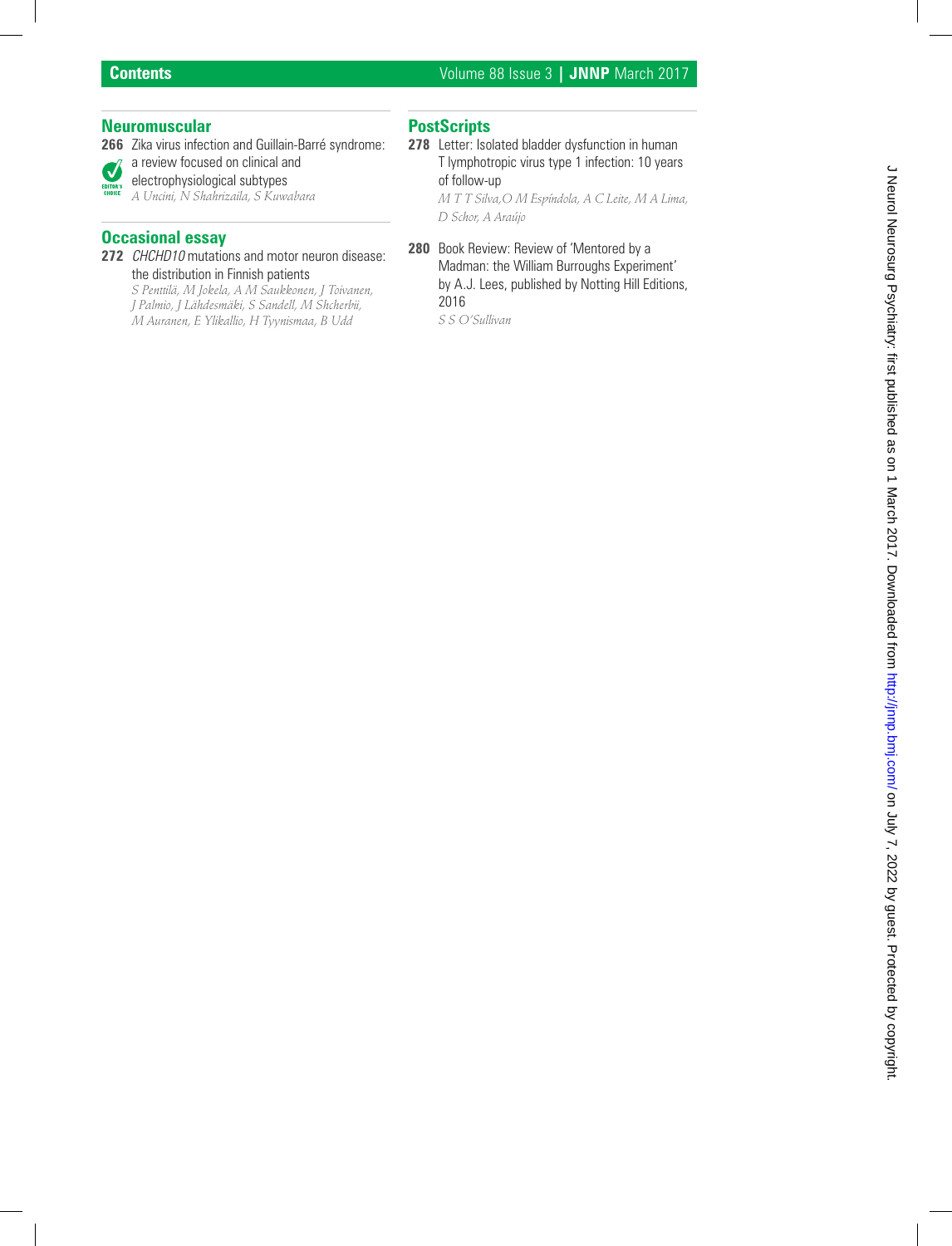## Neuromuscular

**266** Zika virus infection and Guillain-Barré syndrome: a review focused on clinical and electrophysiological subtypes

EDITOR'S CHOICE

*A Uncini, N Shahrizaila, S Kuwabara*

## Occasional essay

**272** *CHCHD10* mutations and motor neuron disease: the distribution in Finnish patients

*S Penttilä, M Jokela, A M Saukkonen, J Toivanen, J Palmio, J Lähdesmäki, S Sandell, M Shcherbii, M Auranen, E Ylikallio, H Tyynismaa, B Udd*

## PostScripts

**278** Letter: Isolated bladder dysfunction in human T lymphotropic virus type 1 infection: 10 years of follow-up

*M T T Silva, O M Espíndola, A C Leite, M A Lima, D Schor, A Araújo*

**280** Book Review: Review of 'Mentored by a Madman: the William Burroughs Experiment' by A.J. Lees, published by Notting Hill Editions, 2016

*S S O'Sullivan*

J Neurol Neurosurg Psychiatry: first published as on 1 March 2017. Downloaded from http://jnnp.bmj.com/ on July 7, 2022 by guest. Protected by copyright.